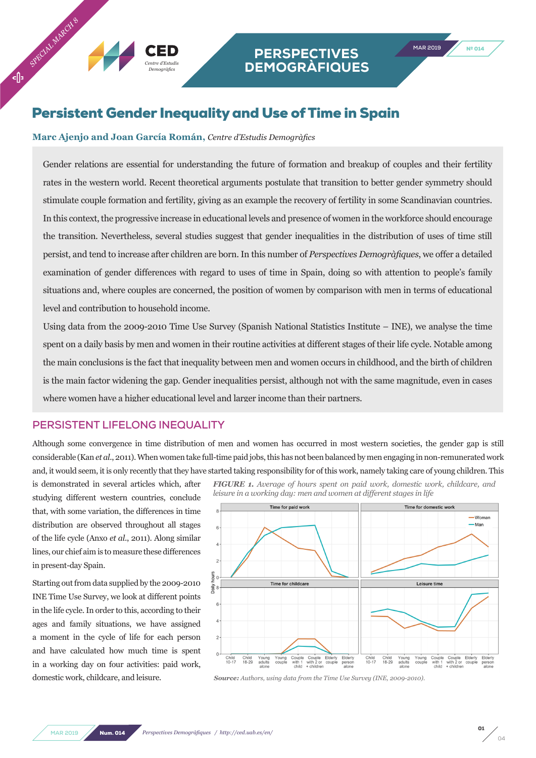# Persistent Gender Inequality and Use of Time in Spain

**Marc Ajenjo and Joan García Román,** *Centre d'Estudis Demogràfics*

Gender relations are essential for understanding the future of formation and breakup of couples and their fertility rates in the western world. Recent theoretical arguments postulate that transition to better gender symmetry should stimulate couple formation and fertility, giving as an example the recovery of fertility in some Scandinavian countries. In this context, the progressive increase in educational levels and presence of women in the workforce should encourage the transition. Nevertheless, several studies suggest that gender inequalities in the distribution of uses of time still persist, and tend to increase after children are born. In this number of *Perspectives Demogràfiques*, we offer a detailed examination of gender differences with regard to uses of time in Spain, doing so with attention to people's family situations and, where couples are concerned, the position of women by comparison with men in terms of educational level and contribution to household income.

Using data from the 2009-2010 Time Use Survey (Spanish National Statistics Institute – INE), we analyse the time spent on a daily basis by men and women in their routine activities at different stages of their life cycle. Notable among the main conclusions is the fact that inequality between men and women occurs in childhood, and the birth of children is the main factor widening the gap. Gender inequalities persist, although not with the same magnitude, even in cases where women have a higher educational level and larger income than their partners.

## PERSISTENT LIFELONG INEQUALITY

Although some convergence in time distribution of men and women has occurred in most western societies, the gender gap is still considerable (Kan *et al*., 2011). When women take full-time paid jobs, this has not been balanced by men engaging in non-remunerated work and, it would seem, it is only recently that they have started taking responsibility for of this work, namely taking care of young children. This is demonstrated in several articles which, after studying different western countries, conclude that, with some variation, the differences in time distribution are observed throughout all stages of the life cycle (Anxo *et al*., 2011). Along similar lines, our chief aim is to measure these differences in present-day Spain.

Starting out from data supplied by the 2009-2010 INE Time Use Survey, we look at different points in the life cycle. In order to this, according to their ages and family situations, we have assigned a moment in the cycle of life for each person and have calculated how much time is spent in a working day on four activities: paid work, domestic work, childcare, and leisure.

*FIGURE 1. Average of hours spent on paid work, domestic work, childcare, and leisure in a working day: men and women at different stages in life*

***Source:*** *Authors, using data from the Time Use Survey (INE, 2009-2010).*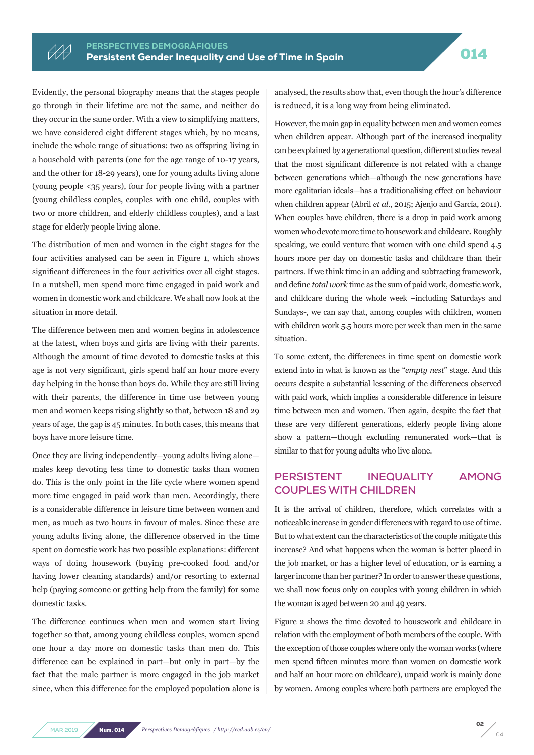Evidently, the personal biography means that the stages people go through in their lifetime are not the same, and neither do they occur in the same order. With a view to simplifying matters, we have considered eight different stages which, by no means, include the whole range of situations: two as offspring living in a household with parents (one for the age range of 10-17 years, and the other for 18-29 years), one for young adults living alone (young people <35 years), four for people living with a partner (young childless couples, couples with one child, couples with two or more children, and elderly childless couples), and a last stage for elderly people living alone.

The distribution of men and women in the eight stages for the four activities analysed can be seen in Figure 1, which shows significant differences in the four activities over all eight stages. In a nutshell, men spend more time engaged in paid work and women in domestic work and childcare. We shall now look at the situation in more detail.

The difference between men and women begins in adolescence at the latest, when boys and girls are living with their parents. Although the amount of time devoted to domestic tasks at this age is not very significant, girls spend half an hour more every day helping in the house than boys do. While they are still living with their parents, the difference in time use between young men and women keeps rising slightly so that, between 18 and 29 years of age, the gap is 45 minutes. In both cases, this means that boys have more leisure time.

Once they are living independently—young adults living alone—males keep devoting less time to domestic tasks than women do. This is the only point in the life cycle where women spend more time engaged in paid work than men. Accordingly, there is a considerable difference in leisure time between women and men, as much as two hours in favour of males. Since these are young adults living alone, the difference observed in the time spent on domestic work has two possible explanations: different ways of doing housework (buying pre-cooked food and/or having lower cleaning standards) and/or resorting to external help (paying someone or getting help from the family) for some domestic tasks.

The difference continues when men and women start living together so that, among young childless couples, women spend one hour a day more on domestic tasks than men do. This difference can be explained in part—but only in part—by the fact that the male partner is more engaged in the job market since, when this difference for the employed population alone is analysed, the results show that, even though the hour's difference is reduced, it is a long way from being eliminated.

However, the main gap in equality between men and women comes when children appear. Although part of the increased inequality can be explained by a generational question, different studies reveal that the most significant difference is not related with a change between generations which—although the new generations have more egalitarian ideals—has a traditionalising effect on behaviour when children appear (Abril *et al.*, 2015; Ajenjo and García, 2011). When couples have children, there is a drop in paid work among women who devote more time to housework and childcare. Roughly speaking, we could venture that women with one child spend 4.5 hours more per day on domestic tasks and childcare than their partners. If we think time in an adding and subtracting framework, and define *total work* time as the sum of paid work, domestic work, and childcare during the whole week –including Saturdays and Sundays-, we can say that, among couples with children, women with children work 5.5 hours more per week than men in the same situation.

To some extent, the differences in time spent on domestic work extend into what is known as the "*empty nest*" stage. And this occurs despite a substantial lessening of the differences observed with paid work, which implies a considerable difference in leisure time between men and women. Then again, despite the fact that these are very different generations, elderly people living alone show a pattern—though excluding remunerated work—that is similar to that for young adults who live alone.

## PERSISTENT INEQUALITY AMONG COUPLES WITH CHILDREN

It is the arrival of children, therefore, which correlates with a noticeable increase in gender differences with regard to use of time. But to what extent can the characteristics of the couple mitigate this increase? And what happens when the woman is better placed in the job market, or has a higher level of education, or is earning a larger income than her partner? In order to answer these questions, we shall now focus only on couples with young children in which the woman is aged between 20 and 49 years.

Figure 2 shows the time devoted to housework and childcare in relation with the employment of both members of the couple. With the exception of those couples where only the woman works (where men spend fifteen minutes more than women on domestic work and half an hour more on childcare), unpaid work is mainly done by women. Among couples where both partners are employed the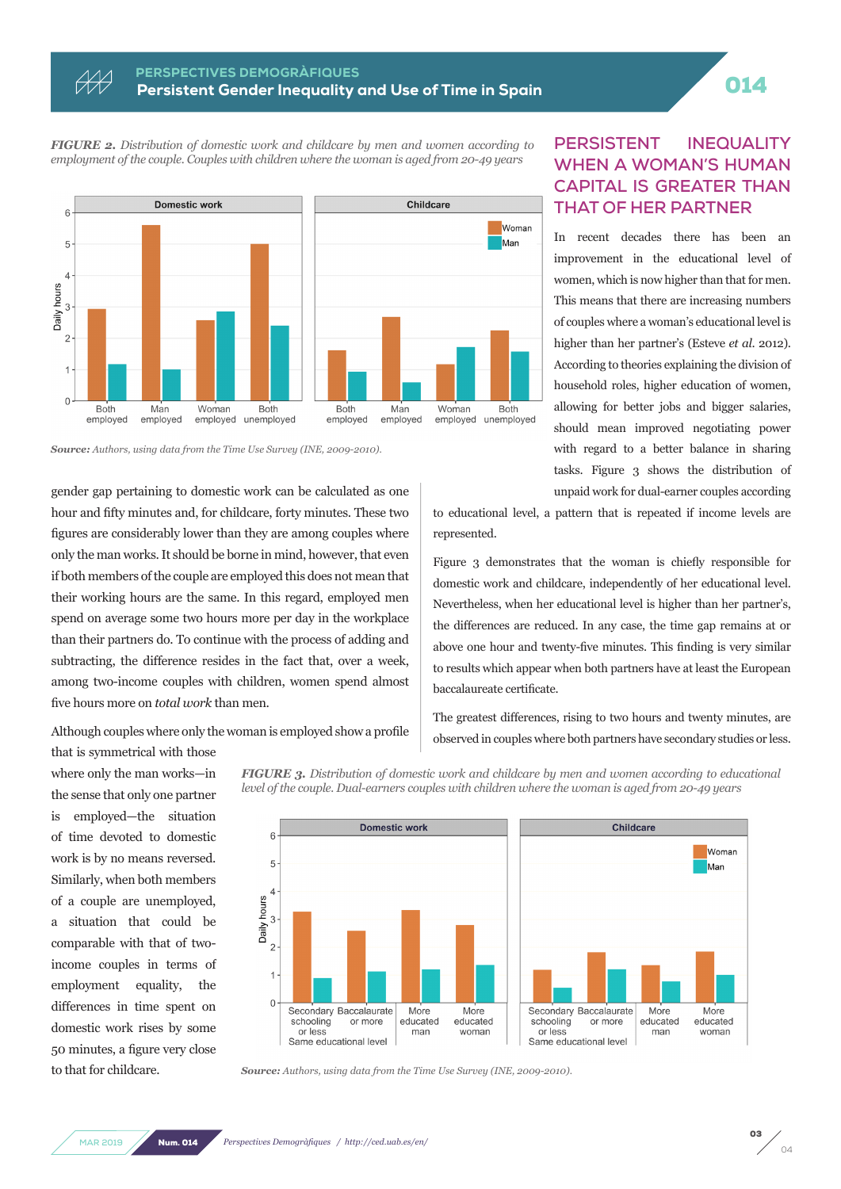*FIGURE 2. Distribution of domestic work and childcare by men and women according to employment of the couple. Couples with children where the woman is aged from 20-49 years*

***Source:*** *Authors, using data from the Time Use Survey (INE, 2009-2010).*

gender gap pertaining to domestic work can be calculated as one hour and fifty minutes and, for childcare, forty minutes. These two figures are considerably lower than they are among couples where only the man works. It should be borne in mind, however, that even if both members of the couple are employed this does not mean that their working hours are the same. In this regard, employed men spend on average some two hours more per day in the workplace than their partners do. To continue with the process of adding and subtracting, the difference resides in the fact that, over a week, among two-income couples with children, women spend almost five hours more on *total work* than men.

Although couples where only the woman is employed show a profile that is symmetrical with those where only the man works—in the sense that only one partner is employed—the situation of time devoted to domestic work is by no means reversed. Similarly, when both members of a couple are unemployed, a situation that could be comparable with that of two-income couples in terms of employment equality, the differences in time spent on domestic work rises by some 50 minutes, a figure very close to that for childcare.

## PERSISTENT INEQUALITY WHEN A WOMAN'S HUMAN CAPITAL IS GREATER THAN THAT OF HER PARTNER

In recent decades there has been an improvement in the educational level of women, which is now higher than that for men. This means that there are increasing numbers of couples where a woman's educational level is higher than her partner's (Esteve *et al.* 2012). According to theories explaining the division of household roles, higher education of women, allowing for better jobs and bigger salaries, should mean improved negotiating power with regard to a better balance in sharing tasks. Figure 3 shows the distribution of unpaid work for dual-earner couples according to educational level, a pattern that is repeated if income levels are represented.

Figure 3 demonstrates that the woman is chiefly responsible for domestic work and childcare, independently of her educational level. Nevertheless, when her educational level is higher than her partner's, the differences are reduced. In any case, the time gap remains at or above one hour and twenty-five minutes. This finding is very similar to results which appear when both partners have at least the European baccalaureate certificate.

The greatest differences, rising to two hours and twenty minutes, are observed in couples where both partners have secondary studies or less.

*FIGURE 3. Distribution of domestic work and childcare by men and women according to educational level of the couple. Dual-earners couples with children where the woman is aged from 20-49 years*

***Source:*** *Authors, using data from the Time Use Survey (INE, 2009-2010).*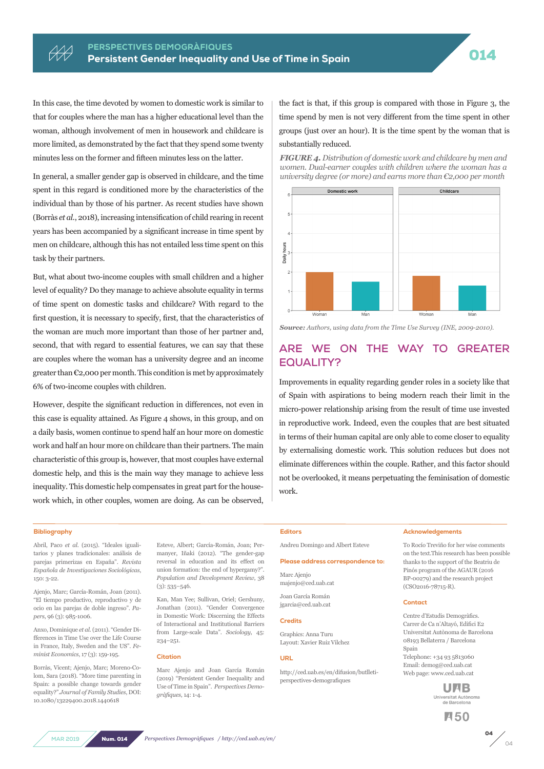In this case, the time devoted by women to domestic work is similar to that for couples where the man has a higher educational level than the woman, although involvement of men in housework and childcare is more limited, as demonstrated by the fact that they spend some twenty minutes less on the former and fifteen minutes less on the latter.

In general, a smaller gender gap is observed in childcare, and the time spent in this regard is conditioned more by the characteristics of the individual than by those of his partner. As recent studies have shown (Borràs *et al.*, 2018), increasing intensification of child rearing in recent years has been accompanied by a significant increase in time spent by men on childcare, although this has not entailed less time spent on this task by their partners.

But, what about two-income couples with small children and a higher level of equality? Do they manage to achieve absolute equality in terms of time spent on domestic tasks and childcare? With regard to the first question, it is necessary to specify, first, that the characteristics of the woman are much more important than those of her partner and, second, that with regard to essential features, we can say that these are couples where the woman has a university degree and an income greater than €2,000 per month. This condition is met by approximately 6% of two-income couples with children.

However, despite the significant reduction in differences, not even in this case is equality attained. As Figure 4 shows, in this group, and on a daily basis, women continue to spend half an hour more on domestic work and half an hour more on childcare than their partners. The main characteristic of this group is, however, that most couples have external domestic help, and this is the main way they manage to achieve less inequality. This domestic help compensates in great part for the housework which, in other couples, women are doing. As can be observed, the fact is that, if this group is compared with those in Figure 3, the time spend by men is not very different from the time spent in other groups (just over an hour). It is the time spent by the woman that is substantially reduced.

***FIGURE 4.*** *Distribution of domestic work and childcare by men and women. Dual-earner couples with children where the woman has a university degree (or more) and earns more than €2,000 per month*

Domestic work
Childcare
Daily hours
0
1
2
3
4
5
6
Woman
Man
Woman
Man

***Source:*** *Authors, using data from the Time Use Survey (INE, 2009-2010).*

## ARE WE ON THE WAY TO GREATER EQUALITY?

Improvements in equality regarding gender roles in a society like that of Spain with aspirations to being modern reach their limit in the micro-power relationship arising from the result of time use invested in reproductive work. Indeed, even the couples that are best situated in terms of their human capital are only able to come closer to equality by externalising domestic work. This solution reduces but does not eliminate differences within the couple. Rather, and this factor should not be overlooked, it means perpetuating the feminisation of domestic work.

### Bibliography

Abril, Paco *et al.* (2015). "Ideales igualitarios y planes tradicionales: análisis de parejas primerizas en España". *Revista Española de Investigaciones Sociológicas*, 150: 3-22.

Ajenjo, Marc; García-Román, Joan (2011). "El tiempo productivo, reproductivo y de ocio en las parejas de doble ingreso". *Papers*, 96 (3): 985-1006.

Anxo, Dominique *et al.* (2011). "Gender Differences in Time Use over the Life Course in France, Italy, Sweden and the US". *Feminist Economics*, 17 (3): 159-195.

Borràs, Vicent; Ajenjo, Marc; Moreno-Colom, Sara (2018). "More time parenting in Spain: a possible change towards gender equality?" *Journal of Family Studies*, DOI: 10.1080/13229400.2018.1440618

Esteve, Albert; García-Román, Joan; Permanyer, Iñaki (2012). "The gender-gap reversal in education and its effect on union formation: the end of hypergamy?". *Population and Development Review*, 38 (3): 535–546.

Kan, Man Yee; Sullivan, Oriel; Gershuny, Jonathan (2011). "Gender Convergence in Domestic Work: Discerning the Effects of Interactional and Institutional Barriers from Large-scale Data". *Sociology*, 45: 234–251.

### Citation

Marc Ajenjo and Joan García Román (2019) "Persistent Gender Inequality and Use of Time in Spain". *Perspectives Demogràfiques*, 14: 1-4.

### Editors

Andreu Domingo and Albert Esteve

### Please address correspondence to:

Marc Ajenjo
majenjo@ced.uab.cat

Joan García Román
jgarcia@ced.uab.cat

### Credits

Graphics: Anna Turu
Layout: Xavier Ruiz Vilchez

### URL

http://ced.uab.es/en/difusion/butlleti-perspectives-demografiques

### Acknowledgements

To Rocío Treviño for her wise comments on the text.This research has been possible thanks to the support of the Beatriu de Pinós program of the AGAUR (2016 BP-00279) and the research project (CSO2016-78715-R).

### Contact

Centre d'Estudis Demogràfics.
Carrer de Ca n'Altayó, Edifici E2
Universitat Autònoma de Barcelona
08193 Bellaterra / Barcelona
Spain
Telephone: +34 93 5813060
Email: demog@ced.uab.cat
Web page: www.ced.uab.cat